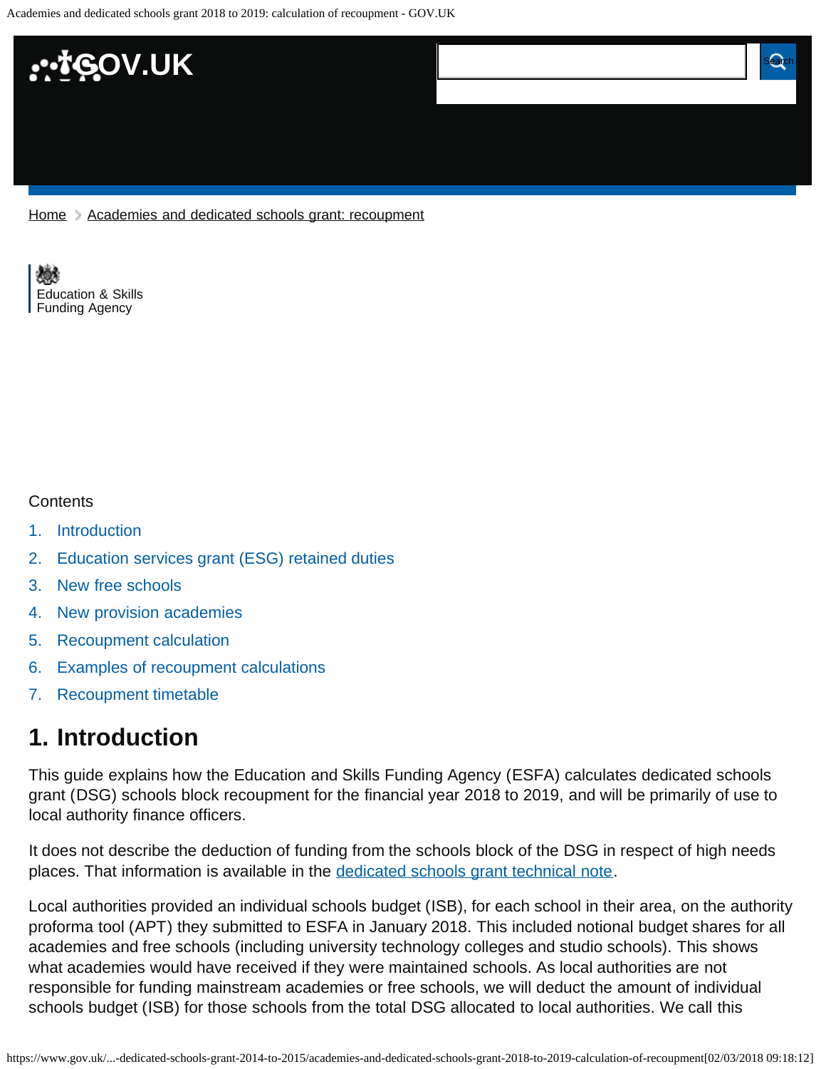Home > Academies and dedicated schools grant: recoupment

Education & Skills Funding Agency

Contents

1. Introduction
2. Education services grant (ESG) retained duties
3. New free schools
4. New provision academies
5. Recoupment calculation
6. Examples of recoupment calculations
7. Recoupment timetable

# 1. Introduction

This guide explains how the Education and Skills Funding Agency (ESFA) calculates dedicated schools grant (DSG) schools block recoupment for the financial year 2018 to 2019, and will be primarily of use to local authority finance officers.

It does not describe the deduction of funding from the schools block of the DSG in respect of high needs places. That information is available in the dedicated schools grant technical note.

Local authorities provided an individual schools budget (ISB), for each school in their area, on the authority proforma tool (APT) they submitted to ESFA in January 2018. This included notional budget shares for all academies and free schools (including university technology colleges and studio schools). This shows what academies would have received if they were maintained schools. As local authorities are not responsible for funding mainstream academies or free schools, we will deduct the amount of individual schools budget (ISB) for those schools from the total DSG allocated to local authorities. We call this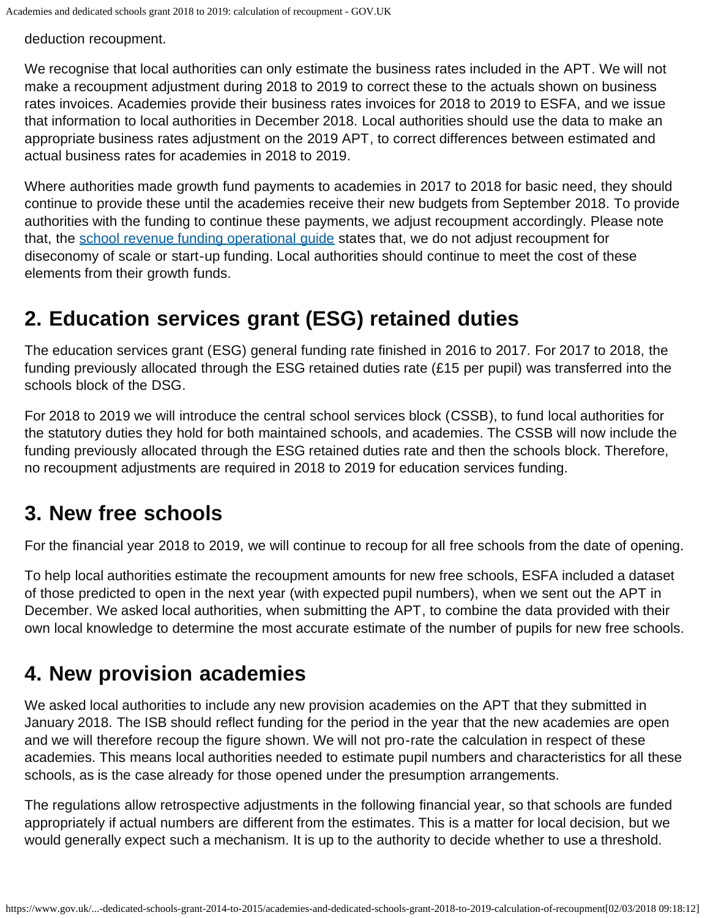deduction recoupment.

We recognise that local authorities can only estimate the business rates included in the APT. We will not make a recoupment adjustment during 2018 to 2019 to correct these to the actuals shown on business rates invoices. Academies provide their business rates invoices for 2018 to 2019 to ESFA, and we issue that information to local authorities in December 2018. Local authorities should use the data to make an appropriate business rates adjustment on the 2019 APT, to correct differences between estimated and actual business rates for academies in 2018 to 2019.

Where authorities made growth fund payments to academies in 2017 to 2018 for basic need, they should continue to provide these until the academies receive their new budgets from September 2018. To provide authorities with the funding to continue these payments, we adjust recoupment accordingly. Please note that, the [school revenue funding operational guide](https://www.gov.uk/) states that, we do not adjust recoupment for diseconomy of scale or start-up funding. Local authorities should continue to meet the cost of these elements from their growth funds.

## 2. Education services grant (ESG) retained duties

The education services grant (ESG) general funding rate finished in 2016 to 2017. For 2017 to 2018, the funding previously allocated through the ESG retained duties rate (£15 per pupil) was transferred into the schools block of the DSG.

For 2018 to 2019 we will introduce the central school services block (CSSB), to fund local authorities for the statutory duties they hold for both maintained schools, and academies. The CSSB will now include the funding previously allocated through the ESG retained duties rate and then the schools block. Therefore, no recoupment adjustments are required in 2018 to 2019 for education services funding.

## 3. New free schools

For the financial year 2018 to 2019, we will continue to recoup for all free schools from the date of opening.

To help local authorities estimate the recoupment amounts for new free schools, ESFA included a dataset of those predicted to open in the next year (with expected pupil numbers), when we sent out the APT in December. We asked local authorities, when submitting the APT, to combine the data provided with their own local knowledge to determine the most accurate estimate of the number of pupils for new free schools.

## 4. New provision academies

We asked local authorities to include any new provision academies on the APT that they submitted in January 2018. The ISB should reflect funding for the period in the year that the new academies are open and we will therefore recoup the figure shown. We will not pro-rate the calculation in respect of these academies. This means local authorities needed to estimate pupil numbers and characteristics for all these schools, as is the case already for those opened under the presumption arrangements.

The regulations allow retrospective adjustments in the following financial year, so that schools are funded appropriately if actual numbers are different from the estimates. This is a matter for local decision, but we would generally expect such a mechanism. It is up to the authority to decide whether to use a threshold.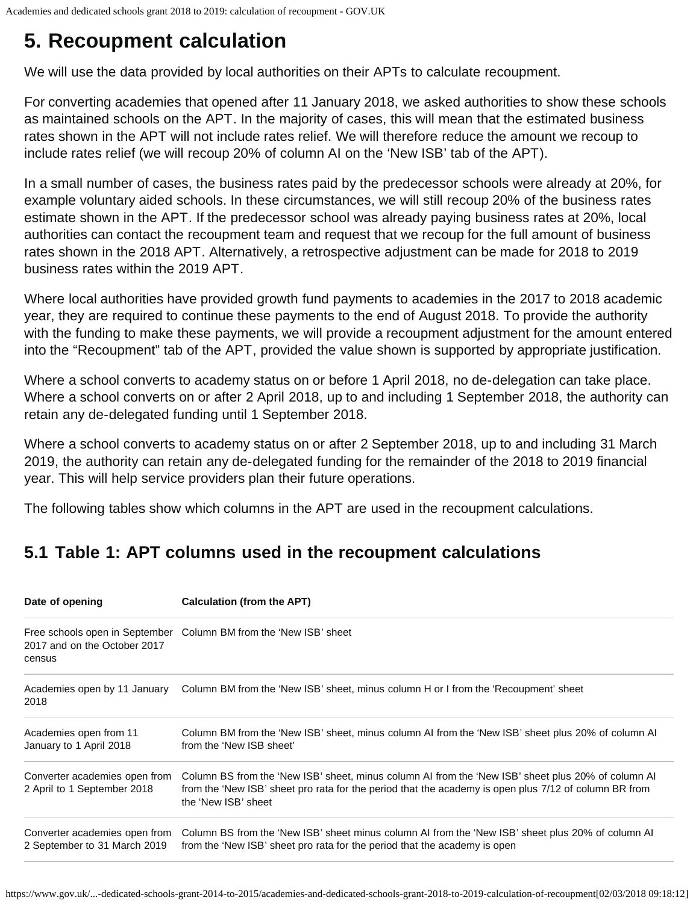## 5. Recoupment calculation

We will use the data provided by local authorities on their APTs to calculate recoupment.

For converting academies that opened after 11 January 2018, we asked authorities to show these schools as maintained schools on the APT. In the majority of cases, this will mean that the estimated business rates shown in the APT will not include rates relief. We will therefore reduce the amount we recoup to include rates relief (we will recoup 20% of column AI on the 'New ISB' tab of the APT).

In a small number of cases, the business rates paid by the predecessor schools were already at 20%, for example voluntary aided schools. In these circumstances, we will still recoup 20% of the business rates estimate shown in the APT. If the predecessor school was already paying business rates at 20%, local authorities can contact the recoupment team and request that we recoup for the full amount of business rates shown in the 2018 APT. Alternatively, a retrospective adjustment can be made for 2018 to 2019 business rates within the 2019 APT.

Where local authorities have provided growth fund payments to academies in the 2017 to 2018 academic year, they are required to continue these payments to the end of August 2018. To provide the authority with the funding to make these payments, we will provide a recoupment adjustment for the amount entered into the "Recoupment" tab of the APT, provided the value shown is supported by appropriate justification.

Where a school converts to academy status on or before 1 April 2018, no de-delegation can take place. Where a school converts on or after 2 April 2018, up to and including 1 September 2018, the authority can retain any de-delegated funding until 1 September 2018.

Where a school converts to academy status on or after 2 September 2018, up to and including 31 March 2019, the authority can retain any de-delegated funding for the remainder of the 2018 to 2019 financial year. This will help service providers plan their future operations.

The following tables show which columns in the APT are used in the recoupment calculations.

### 5.1 Table 1: APT columns used in the recoupment calculations

| Date of opening | Calculation (from the APT) |
|---|---|
| Free schools open in September 2017 and on the October 2017 census | Column BM from the 'New ISB' sheet |
| Academies open by 11 January 2018 | Column BM from the 'New ISB' sheet, minus column H or I from the 'Recoupment' sheet |
| Academies open from 11 January to 1 April 2018 | Column BM from the 'New ISB' sheet, minus column AI from the 'New ISB' sheet plus 20% of column AI from the 'New ISB sheet' |
| Converter academies open from 2 April to 1 September 2018 | Column BS from the 'New ISB' sheet, minus column AI from the 'New ISB' sheet plus 20% of column AI from the 'New ISB' sheet pro rata for the period that the academy is open plus 7/12 of column BR from the 'New ISB' sheet |
| Converter academies open from 2 September to 31 March 2019 | Column BS from the 'New ISB' sheet minus column AI from the 'New ISB' sheet plus 20% of column AI from the 'New ISB' sheet pro rata for the period that the academy is open |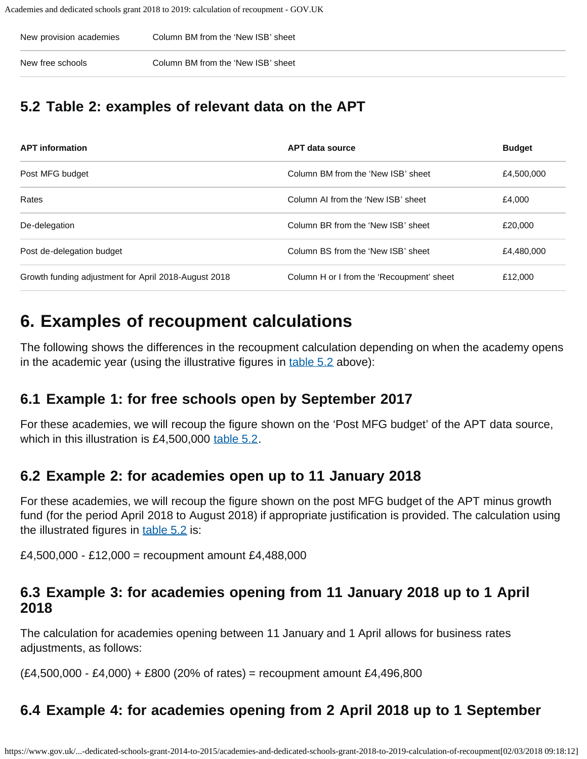| New provision academies | Column BM from the 'New ISB' sheet |
|---|---|
| New free schools | Column BM from the 'New ISB' sheet |

### 5.2 Table 2: examples of relevant data on the APT

| APT information | APT data source | Budget |
|---|---|---|
| Post MFG budget | Column BM from the 'New ISB' sheet | £4,500,000 |
| Rates | Column AI from the 'New ISB' sheet | £4,000 |
| De-delegation | Column BR from the 'New ISB' sheet | £20,000 |
| Post de-delegation budget | Column BS from the 'New ISB' sheet | £4,480,000 |
| Growth funding adjustment for April 2018-August 2018 | Column H or I from the 'Recoupment' sheet | £12,000 |

## 6. Examples of recoupment calculations

The following shows the differences in the recoupment calculation depending on when the academy opens in the academic year (using the illustrative figures in table 5.2 above):

### 6.1 Example 1: for free schools open by September 2017

For these academies, we will recoup the figure shown on the 'Post MFG budget' of the APT data source, which in this illustration is £4,500,000 table 5.2.

### 6.2 Example 2: for academies open up to 11 January 2018

For these academies, we will recoup the figure shown on the post MFG budget of the APT minus growth fund (for the period April 2018 to August 2018) if appropriate justification is provided. The calculation using the illustrated figures in table 5.2 is:

£4,500,000 - £12,000 = recoupment amount £4,488,000

### 6.3 Example 3: for academies opening from 11 January 2018 up to 1 April 2018

The calculation for academies opening between 11 January and 1 April allows for business rates adjustments, as follows:

(£4,500,000 - £4,000) + £800 (20% of rates) = recoupment amount £4,496,800

### 6.4 Example 4: for academies opening from 2 April 2018 up to 1 September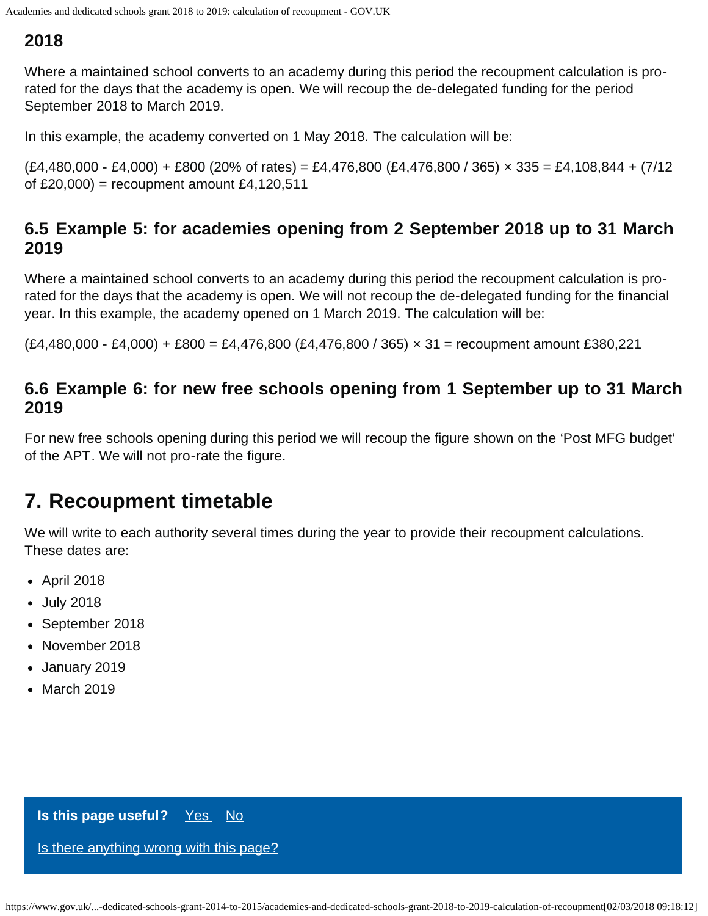## 2018

Where a maintained school converts to an academy during this period the recoupment calculation is pro-rated for the days that the academy is open. We will recoup the de-delegated funding for the period September 2018 to March 2019.

In this example, the academy converted on 1 May 2018. The calculation will be:

(£4,480,000 - £4,000) + £800 (20% of rates) = £4,476,800 (£4,476,800 / 365) × 335 = £4,108,844 + (7/12 of £20,000) = recoupment amount £4,120,511

### 6.5 Example 5: for academies opening from 2 September 2018 up to 31 March 2019

Where a maintained school converts to an academy during this period the recoupment calculation is pro-rated for the days that the academy is open. We will not recoup the de-delegated funding for the financial year. In this example, the academy opened on 1 March 2019. The calculation will be:

(£4,480,000 - £4,000) + £800 = £4,476,800 (£4,476,800 / 365) × 31 = recoupment amount £380,221

### 6.6 Example 6: for new free schools opening from 1 September up to 31 March 2019

For new free schools opening during this period we will recoup the figure shown on the 'Post MFG budget' of the APT. We will not pro-rate the figure.

## 7. Recoupment timetable

We will write to each authority several times during the year to provide their recoupment calculations. These dates are:

- April 2018
- July 2018
- September 2018
- November 2018
- January 2019
- March 2019

**Is this page useful?** Yes No

Is there anything wrong with this page?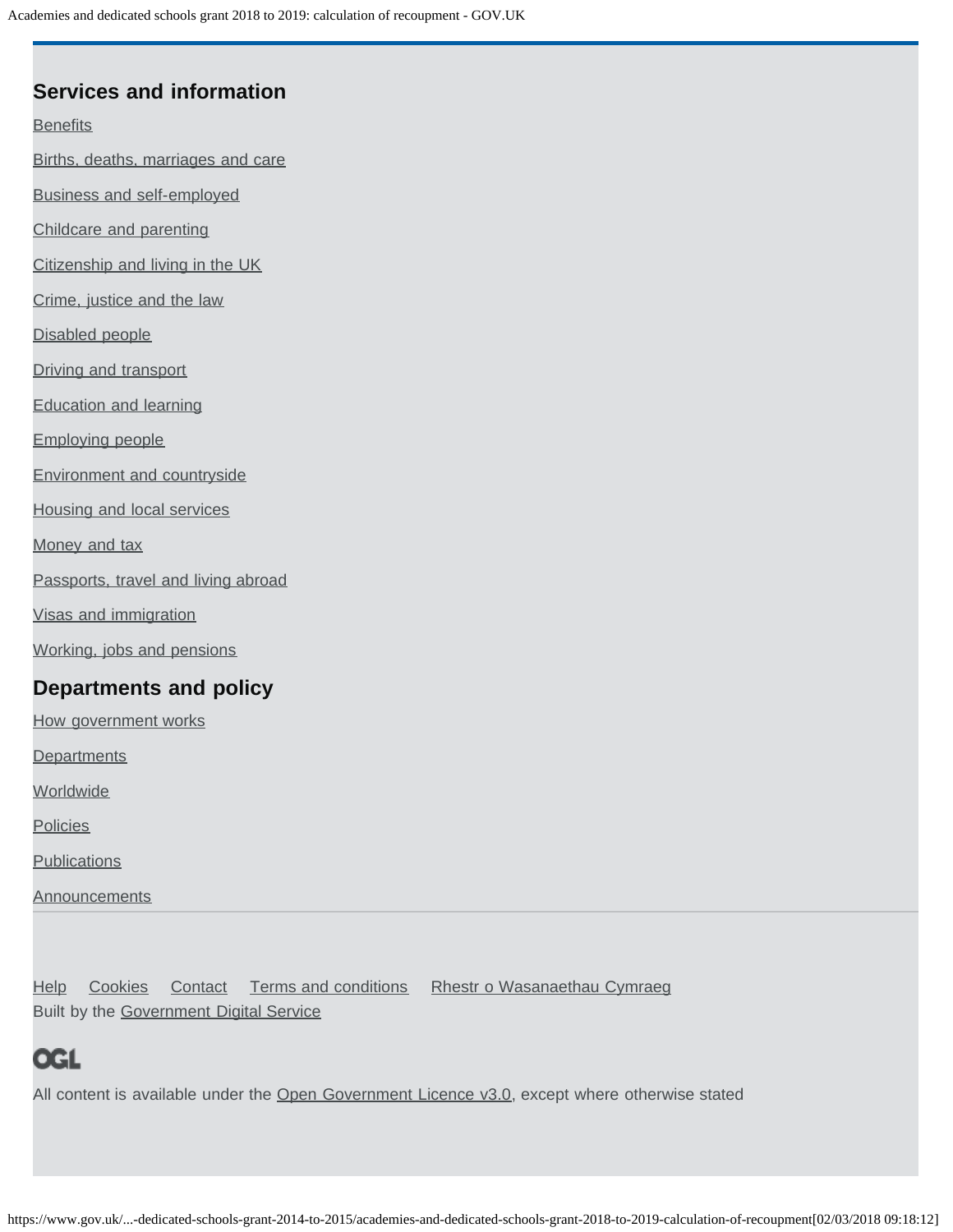## Services and information

Benefits

Births, deaths, marriages and care

Business and self-employed

Childcare and parenting

Citizenship and living in the UK

Crime, justice and the law

Disabled people

Driving and transport

Education and learning

Employing people

Environment and countryside

Housing and local services

Money and tax

Passports, travel and living abroad

Visas and immigration

Working, jobs and pensions

## Departments and policy

How government works

Departments

Worldwide

Policies

Publications

Announcements

Help Cookies Contact Terms and conditions Rhestr o Wasanaethau Cymraeg

Built by the Government Digital Service

OGL

All content is available under the Open Government Licence v3.0, except where otherwise stated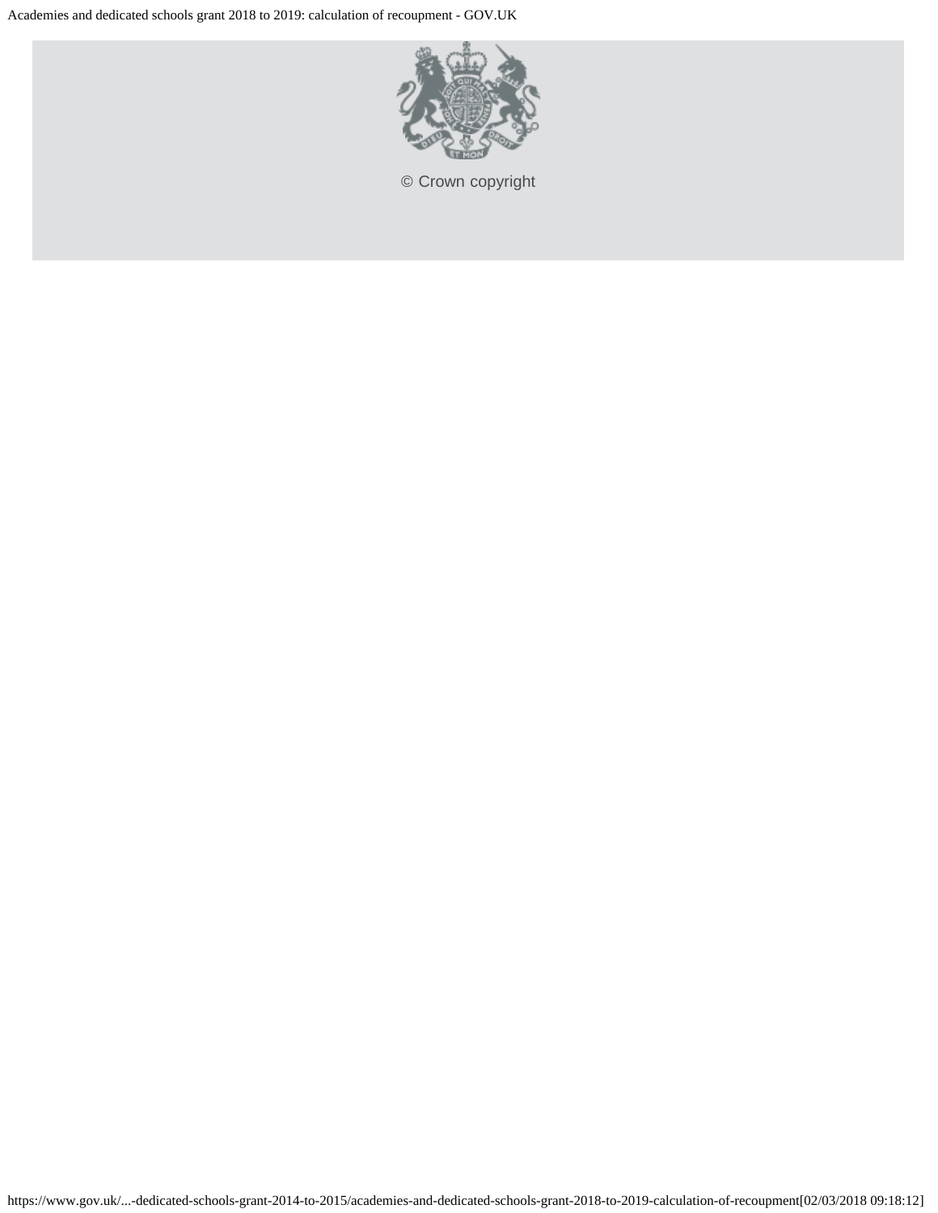© Crown copyright